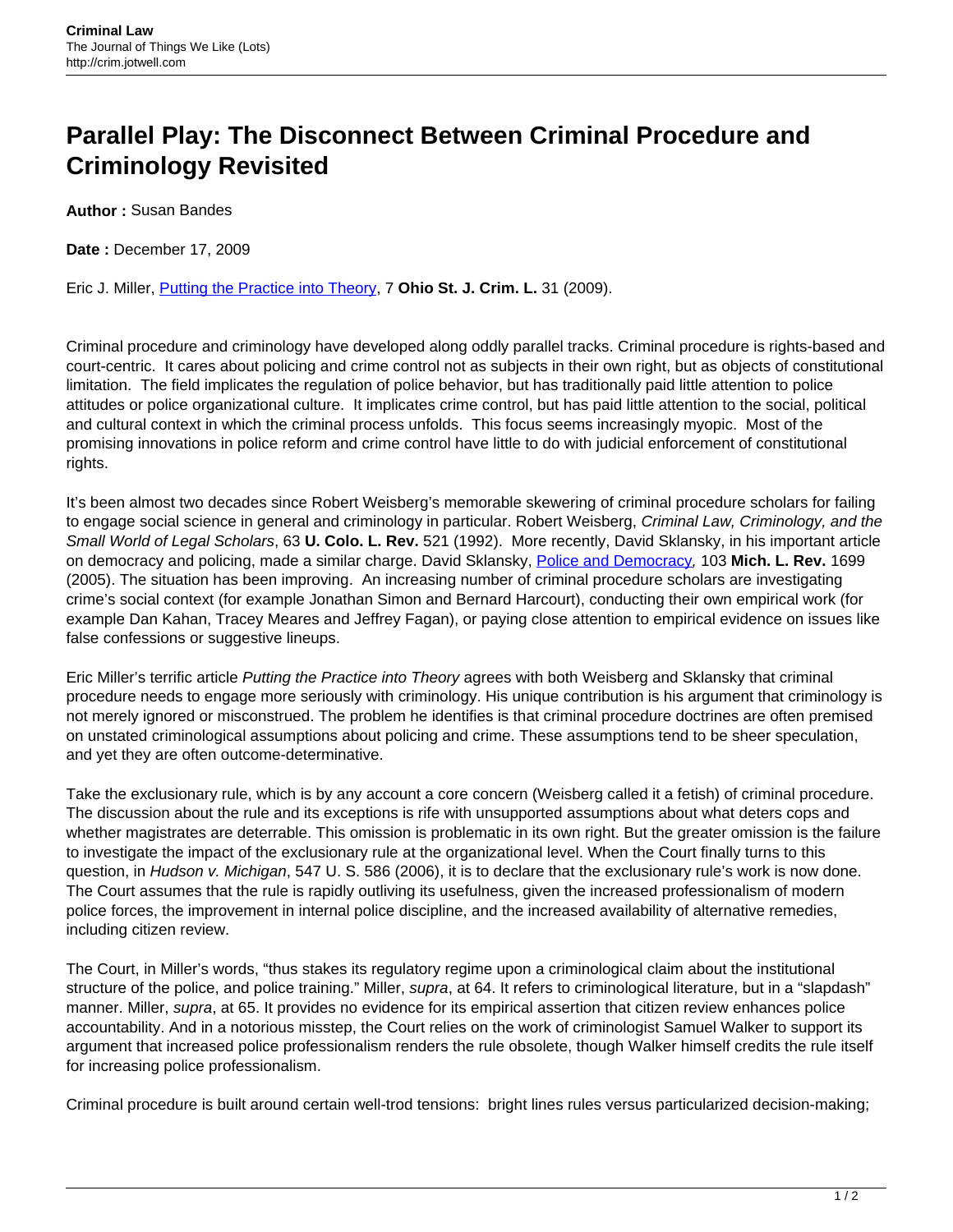# Parallel Play: The Disconnect Between Criminal Procedure and Criminology Revisited

**Author :** Susan Bandes

**Date :** December 17, 2009

Eric J. Miller, [Putting the Practice into Theory](), 7 **Ohio St. J. Crim. L.** 31 (2009).

Criminal procedure and criminology have developed along oddly parallel tracks. Criminal procedure is rights-based and court-centric. It cares about policing and crime control not as subjects in their own right, but as objects of constitutional limitation. The field implicates the regulation of police behavior, but has traditionally paid little attention to police attitudes or police organizational culture. It implicates crime control, but has paid little attention to the social, political and cultural context in which the criminal process unfolds. This focus seems increasingly myopic. Most of the promising innovations in police reform and crime control have little to do with judicial enforcement of constitutional rights.

It's been almost two decades since Robert Weisberg's memorable skewering of criminal procedure scholars for failing to engage social science in general and criminology in particular. Robert Weisberg, *Criminal Law, Criminology, and the Small World of Legal Scholars*, 63 **U. Colo. L. Rev.** 521 (1992). More recently, David Sklansky, in his important article on democracy and policing, made a similar charge. David Sklansky, [Police and Democracy](), 103 **Mich. L. Rev.** 1699 (2005). The situation has been improving. An increasing number of criminal procedure scholars are investigating crime's social context (for example Jonathan Simon and Bernard Harcourt), conducting their own empirical work (for example Dan Kahan, Tracey Meares and Jeffrey Fagan), or paying close attention to empirical evidence on issues like false confessions or suggestive lineups.

Eric Miller's terrific article *Putting the Practice into Theory* agrees with both Weisberg and Sklansky that criminal procedure needs to engage more seriously with criminology. His unique contribution is his argument that criminology is not merely ignored or misconstrued. The problem he identifies is that criminal procedure doctrines are often premised on unstated criminological assumptions about policing and crime. These assumptions tend to be sheer speculation, and yet they are often outcome-determinative.

Take the exclusionary rule, which is by any account a core concern (Weisberg called it a fetish) of criminal procedure. The discussion about the rule and its exceptions is rife with unsupported assumptions about what deters cops and whether magistrates are deterrable. This omission is problematic in its own right. But the greater omission is the failure to investigate the impact of the exclusionary rule at the organizational level. When the Court finally turns to this question, in *Hudson v. Michigan*, 547 U. S. 586 (2006), it is to declare that the exclusionary rule's work is now done. The Court assumes that the rule is rapidly outliving its usefulness, given the increased professionalism of modern police forces, the improvement in internal police discipline, and the increased availability of alternative remedies, including citizen review.

The Court, in Miller's words, "thus stakes its regulatory regime upon a criminological claim about the institutional structure of the police, and police training." Miller, *supra*, at 64. It refers to criminological literature, but in a "slapdash" manner. Miller, *supra*, at 65. It provides no evidence for its empirical assertion that citizen review enhances police accountability. And in a notorious misstep, the Court relies on the work of criminologist Samuel Walker to support its argument that increased police professionalism renders the rule obsolete, though Walker himself credits the rule itself for increasing police professionalism.

Criminal procedure is built around certain well-trod tensions: bright lines rules versus particularized decision-making;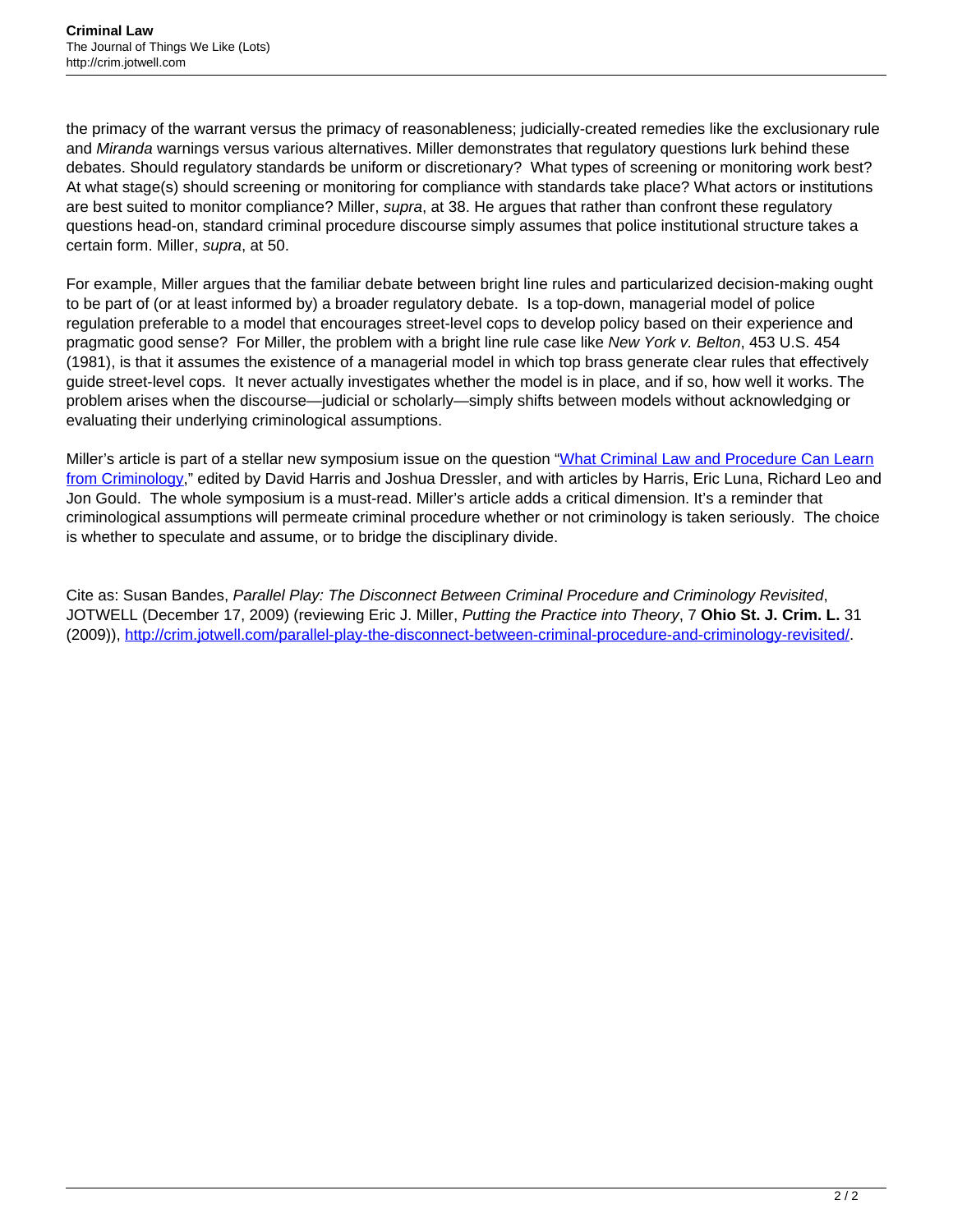the primacy of the warrant versus the primacy of reasonableness; judicially-created remedies like the exclusionary rule and *Miranda* warnings versus various alternatives. Miller demonstrates that regulatory questions lurk behind these debates. Should regulatory standards be uniform or discretionary? What types of screening or monitoring work best? At what stage(s) should screening or monitoring for compliance with standards take place? What actors or institutions are best suited to monitor compliance? Miller, *supra*, at 38. He argues that rather than confront these regulatory questions head-on, standard criminal procedure discourse simply assumes that police institutional structure takes a certain form. Miller, *supra*, at 50.

For example, Miller argues that the familiar debate between bright line rules and particularized decision-making ought to be part of (or at least informed by) a broader regulatory debate. Is a top-down, managerial model of police regulation preferable to a model that encourages street-level cops to develop policy based on their experience and pragmatic good sense? For Miller, the problem with a bright line rule case like *New York v. Belton*, 453 U.S. 454 (1981), is that it assumes the existence of a managerial model in which top brass generate clear rules that effectively guide street-level cops. It never actually investigates whether the model is in place, and if so, how well it works. The problem arises when the discourse—judicial or scholarly—simply shifts between models without acknowledging or evaluating their underlying criminological assumptions.

Miller's article is part of a stellar new symposium issue on the question "What Criminal Law and Procedure Can Learn from Criminology," edited by David Harris and Joshua Dressler, and with articles by Harris, Eric Luna, Richard Leo and Jon Gould. The whole symposium is a must-read. Miller's article adds a critical dimension. It's a reminder that criminological assumptions will permeate criminal procedure whether or not criminology is taken seriously. The choice is whether to speculate and assume, or to bridge the disciplinary divide.

Cite as: Susan Bandes, *Parallel Play: The Disconnect Between Criminal Procedure and Criminology Revisited*, JOTWELL (December 17, 2009) (reviewing Eric J. Miller, *Putting the Practice into Theory*, 7 **Ohio St. J. Crim. L.** 31 (2009)), http://crim.jotwell.com/parallel-play-the-disconnect-between-criminal-procedure-and-criminology-revisited/.